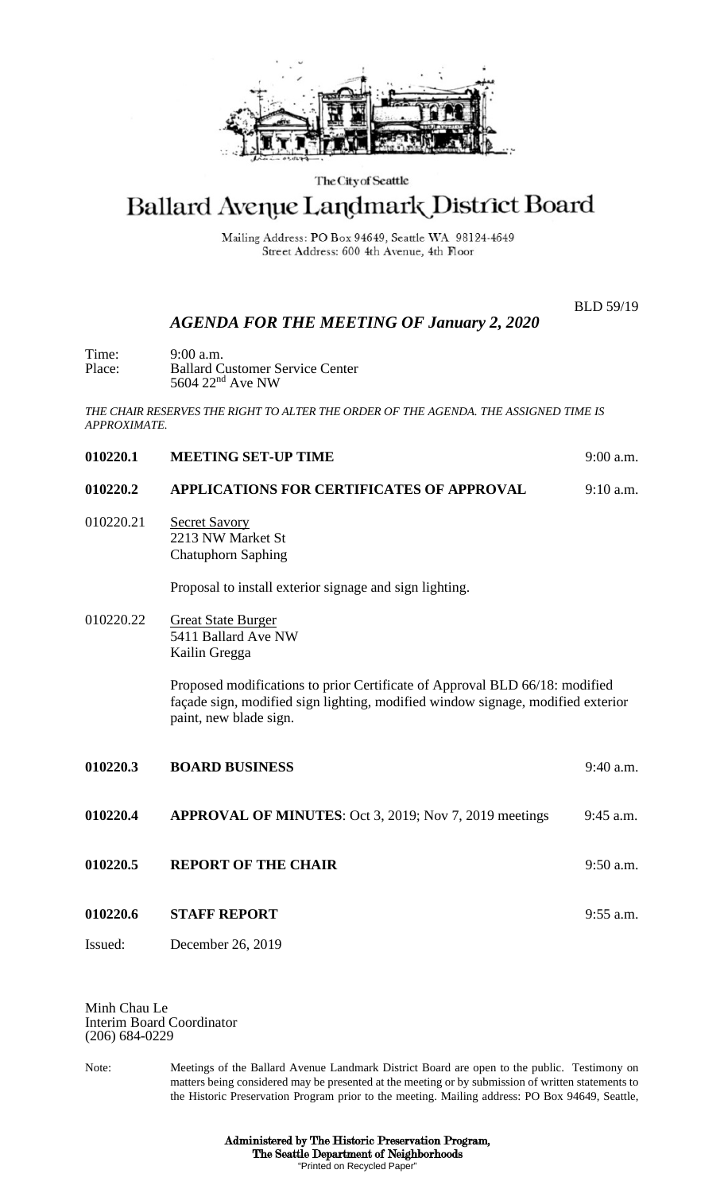The City of Seattle

# Ballard Avenue Landmark District Board

Mailing Address: PO Box 94649, Seattle WA 98124-4649
Street Address: 600 4th Avenue, 4th Floor

BLD 59/19

## *AGENDA FOR THE MEETING OF January 2, 2020*

Time: 9:00 a.m.
Place: Ballard Customer Service Center
5604 22nd Ave NW

*THE CHAIR RESERVES THE RIGHT TO ALTER THE ORDER OF THE AGENDA. THE ASSIGNED TIME IS APPROXIMATE.*

**010220.1 MEETING SET-UP TIME** 9:00 a.m.

**010220.2 APPLICATIONS FOR CERTIFICATES OF APPROVAL** 9:10 a.m.

010220.21 Secret Savory
2213 NW Market St
Chatuphorn Saphing

Proposal to install exterior signage and sign lighting.

010220.22 Great State Burger
5411 Ballard Ave NW
Kailin Gregga

Proposed modifications to prior Certificate of Approval BLD 66/18: modified façade sign, modified sign lighting, modified window signage, modified exterior paint, new blade sign.

**010220.3 BOARD BUSINESS** 9:40 a.m.

**010220.4 APPROVAL OF MINUTES**: Oct 3, 2019; Nov 7, 2019 meetings 9:45 a.m.

**010220.5 REPORT OF THE CHAIR** 9:50 a.m.

**010220.6 STAFF REPORT** 9:55 a.m.

Issued: December 26, 2019

Minh Chau Le
Interim Board Coordinator
(206) 684-0229

Note: Meetings of the Ballard Avenue Landmark District Board are open to the public. Testimony on matters being considered may be presented at the meeting or by submission of written statements to the Historic Preservation Program prior to the meeting. Mailing address: PO Box 94649, Seattle,

**Administered by The Historic Preservation Program,**
**The Seattle Department of Neighborhoods**
"Printed on Recycled Paper"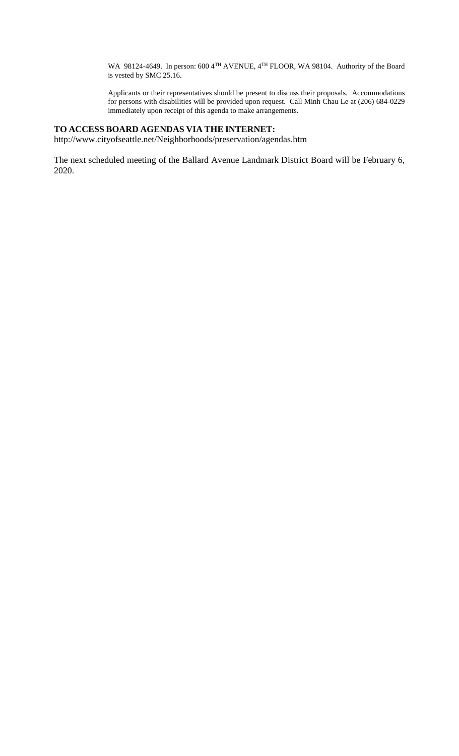WA 98124-4649. In person: 600 4TH AVENUE, 4TH FLOOR, WA 98104. Authority of the Board is vested by SMC 25.16.

Applicants or their representatives should be present to discuss their proposals. Accommodations for persons with disabilities will be provided upon request. Call Minh Chau Le at (206) 684-0229 immediately upon receipt of this agenda to make arrangements.

**TO ACCESS BOARD AGENDAS VIA THE INTERNET:**
http://www.cityofseattle.net/Neighborhoods/preservation/agendas.htm

The next scheduled meeting of the Ballard Avenue Landmark District Board will be February 6, 2020.